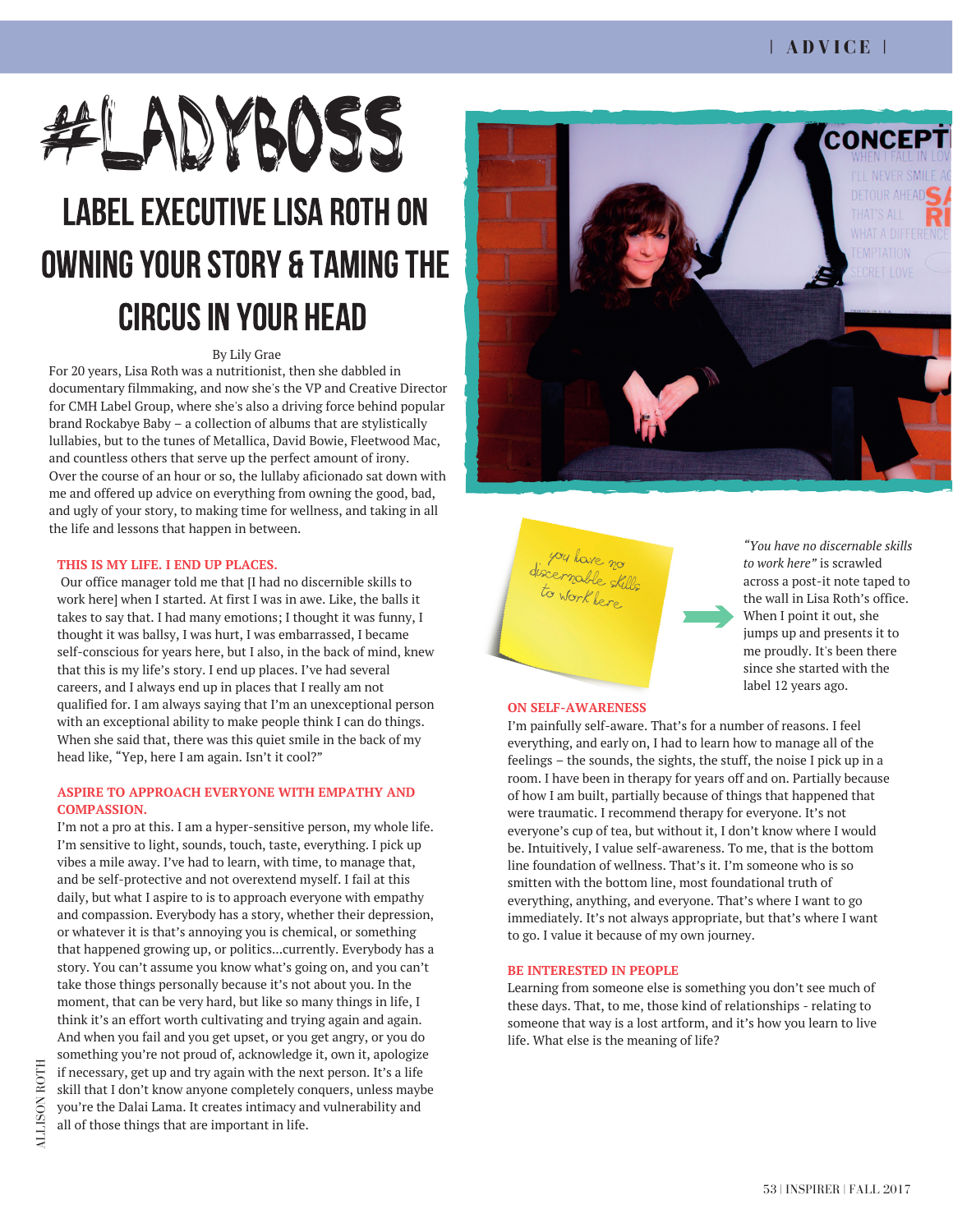# #LADYBOSS

## LABEL EXECUTIVE LISA ROTH ON OWNING YOUR STORY & TAMING THE CIRCUS IN YOUR HEAD

By Lily Grae

For 20 years, Lisa Roth was a nutritionist, then she dabbled in documentary filmmaking, and now she's the VP and Creative Director for CMH Label Group, where she's also a driving force behind popular brand Rockabye Baby – a collection of albums that are stylistically lullabies, but to the tunes of Metallica, David Bowie, Fleetwood Mac, and countless others that serve up the perfect amount of irony. Over the course of an hour or so, the lullaby aficionado sat down with me and offered up advice on everything from owning the good, bad, and ugly of your story, to making time for wellness, and taking in all the life and lessons that happen in between.

**THIS IS MY LIFE. I END UP PLACES.**

Our office manager told me that [I had no discernible skills to work here] when I started. At first I was in awe. Like, the balls it takes to say that. I had many emotions; I thought it was funny, I thought it was ballsy, I was hurt, I was embarrassed, I became self-conscious for years here, but I also, in the back of mind, knew that this is my life's story. I end up places. I've had several careers, and I always end up in places that I really am not qualified for. I am always saying that I'm an unexceptional person with an exceptional ability to make people think I can do things. When she said that, there was this quiet smile in the back of my head like, "Yep, here I am again. Isn't it cool?"

**ASPIRE TO APPROACH EVERYONE WITH EMPATHY AND COMPASSION.**

I'm not a pro at this. I am a hyper-sensitive person, my whole life. I'm sensitive to light, sounds, touch, taste, everything. I pick up vibes a mile away. I've had to learn, with time, to manage that, and be self-protective and not overextend myself. I fail at this daily, but what I aspire to is to approach everyone with empathy and compassion. Everybody has a story, whether their depression, or whatever it is that's annoying you is chemical, or something that happened growing up, or politics...currently. Everybody has a story. You can't assume you know what's going on, and you can't take those things personally because it's not about you. In the moment, that can be very hard, but like so many things in life, I think it's an effort worth cultivating and trying again and again. And when you fail and you get upset, or you get angry, or you do something you're not proud of, acknowledge it, own it, apologize if necessary, get up and try again with the next person. It's a life skill that I don't know anyone completely conquers, unless maybe you're the Dalai Lama. It creates intimacy and vulnerability and all of those things that are important in life.

ALLISON ROTH

*"You have no discernable skills to work here"* is scrawled across a post-it note taped to the wall in Lisa Roth's office. When I point it out, she jumps up and presents it to me proudly. It's been there since she started with the label 12 years ago.

**ON SELF-AWARENESS**

I'm painfully self-aware. That's for a number of reasons. I feel everything, and early on, I had to learn how to manage all of the feelings – the sounds, the sights, the stuff, the noise I pick up in a room. I have been in therapy for years off and on. Partially because of how I am built, partially because of things that happened that were traumatic. I recommend therapy for everyone. It's not everyone's cup of tea, but without it, I don't know where I would be. Intuitively, I value self-awareness. To me, that is the bottom line foundation of wellness. That's it. I'm someone who is so smitten with the bottom line, most foundational truth of everything, anything, and everyone. That's where I want to go immediately. It's not always appropriate, but that's where I want to go. I value it because of my own journey.

**BE INTERESTED IN PEOPLE**

Learning from someone else is something you don't see much of these days. That, to me, those kind of relationships - relating to someone that way is a lost artform, and it's how you learn to live life. What else is the meaning of life?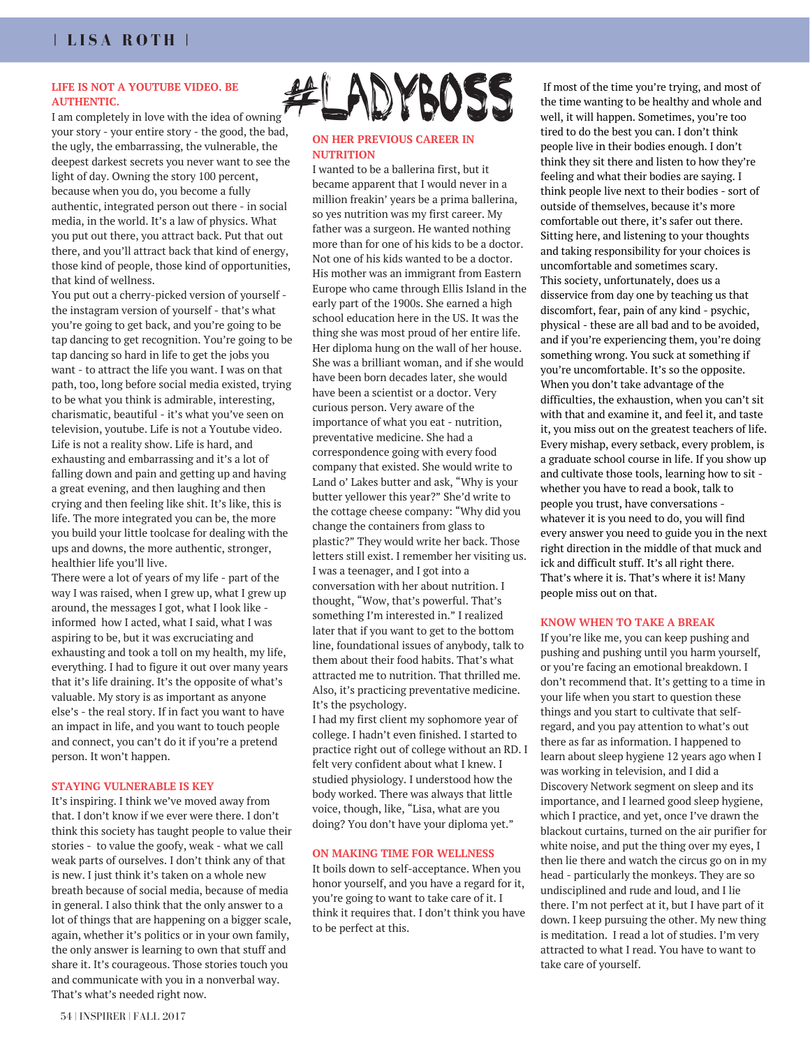# #LADYBOSS

### LIFE IS NOT A YOUTUBE VIDEO. BE AUTHENTIC.

I am completely in love with the idea of owning your story - your entire story - the good, the bad, the ugly, the embarrassing, the vulnerable, the deepest darkest secrets you never want to see the light of day. Owning the story 100 percent, because when you do, you become a fully authentic, integrated person out there - in social media, in the world. It's a law of physics. What you put out there, you attract back. Put that out there, and you'll attract back that kind of energy, those kind of people, those kind of opportunities, that kind of wellness.

You put out a cherry-picked version of yourself - the instagram version of yourself - that's what you're going to get back, and you're going to be tap dancing to get recognition. You're going to be tap dancing so hard in life to get the jobs you want - to attract the life you want. I was on that path, too, long before social media existed, trying to be what you think is admirable, interesting, charismatic, beautiful - it's what you've seen on television, youtube. Life is not a Youtube video. Life is not a reality show. Life is hard, and exhausting and embarrassing and it's a lot of falling down and pain and getting up and having a great evening, and then laughing and then crying and then feeling like shit. It's like, this is life. The more integrated you can be, the more you build your little toolcase for dealing with the ups and downs, the more authentic, stronger, healthier life you'll live.

There were a lot of years of my life - part of the way I was raised, when I grew up, what I grew up around, the messages I got, what I look like - informed how I acted, what I said, what I was aspiring to be, but it was excruciating and exhausting and took a toll on my health, my life, everything. I had to figure it out over many years that it's life draining. It's the opposite of what's valuable. My story is as important as anyone else's - the real story. If in fact you want to have an impact in life, and you want to touch people and connect, you can't do it if you're a pretend person. It won't happen.

### STAYING VULNERABLE IS KEY

It's inspiring. I think we've moved away from that. I don't know if we ever were there. I don't think this society has taught people to value their stories - to value the goofy, weak - what we call weak parts of ourselves. I don't think any of that is new. I just think it's taken on a whole new breath because of social media, because of media in general. I also think that the only answer to a lot of things that are happening on a bigger scale, again, whether it's politics or in your own family, the only answer is learning to own that stuff and share it. It's courageous. Those stories touch you and communicate with you in a nonverbal way. That's what's needed right now.

### ON HER PREVIOUS CAREER IN NUTRITION

I wanted to be a ballerina first, but it became apparent that I would never in a million freakin' years be a prima ballerina, so yes nutrition was my first career. My father was a surgeon. He wanted nothing more than for one of his kids to be a doctor. Not one of his kids wanted to be a doctor. His mother was an immigrant from Eastern Europe who came through Ellis Island in the early part of the 1900s. She earned a high school education here in the US. It was the thing she was most proud of her entire life. Her diploma hung on the wall of her house. She was a brilliant woman, and if she would have been born decades later, she would have been a scientist or a doctor. Very curious person. Very aware of the importance of what you eat - nutrition, preventative medicine. She had a correspondence going with every food company that existed. She would write to Land o' Lakes butter and ask, "Why is your butter yellower this year?" She'd write to the cottage cheese company: "Why did you change the containers from glass to plastic?" They would write her back. Those letters still exist. I remember her visiting us. I was a teenager, and I got into a conversation with her about nutrition. I thought, "Wow, that's powerful. That's something I'm interested in." I realized later that if you want to get to the bottom line, foundational issues of anybody, talk to them about their food habits. That's what attracted me to nutrition. That thrilled me. Also, it's practicing preventative medicine. It's the psychology.

I had my first client my sophomore year of college. I hadn't even finished. I started to practice right out of college without an RD. I felt very confident about what I knew. I studied physiology. I understood how the body worked. There was always that little voice, though, like, "Lisa, what are you doing? You don't have your diploma yet."

### ON MAKING TIME FOR WELLNESS

It boils down to self-acceptance. When you honor yourself, and you have a regard for it, you're going to want to take care of it. I think it requires that. I don't think you have to be perfect at this.

If most of the time you're trying, and most of the time wanting to be healthy and whole and well, it will happen. Sometimes, you're too tired to do the best you can. I don't think people live in their bodies enough. I don't think they sit there and listen to how they're feeling and what their bodies are saying. I think people live next to their bodies - sort of outside of themselves, because it's more comfortable out there, it's safer out there. Sitting here, and listening to your thoughts and taking responsibility for your choices is uncomfortable and sometimes scary.

This society, unfortunately, does us a disservice from day one by teaching us that discomfort, fear, pain of any kind - psychic, physical - these are all bad and to be avoided, and if you're experiencing them, you're doing something wrong. You suck at something if you're uncomfortable. It's so the opposite. When you don't take advantage of the difficulties, the exhaustion, when you can't sit with that and examine it, and feel it, and taste it, you miss out on the greatest teachers of life. Every mishap, every setback, every problem, is a graduate school course in life. If you show up and cultivate those tools, learning how to sit - whether you have to read a book, talk to people you trust, have conversations - whatever it is you need to do, you will find every answer you need to guide you in the next right direction in the middle of that muck and ick and difficult stuff. It's all right there. That's where it is. That's where it is! Many people miss out on that.

### KNOW WHEN TO TAKE A BREAK

If you're like me, you can keep pushing and pushing and pushing until you harm yourself, or you're facing an emotional breakdown. I don't recommend that. It's getting to a time in your life when you start to question these things and you start to cultivate that self-regard, and you pay attention to what's out there as far as information. I happened to learn about sleep hygiene 12 years ago when I was working in television, and I did a Discovery Network segment on sleep and its importance, and I learned good sleep hygiene, which I practice, and yet, once I've drawn the blackout curtains, turned on the air purifier for white noise, and put the thing over my eyes, I then lie there and watch the circus go on in my head - particularly the monkeys. They are so undisciplined and rude and loud, and I lie there. I'm not perfect at it, but I have part of it down. I keep pursuing the other. My new thing is meditation. I read a lot of studies. I'm very attracted to what I read. You have to want to take care of yourself.